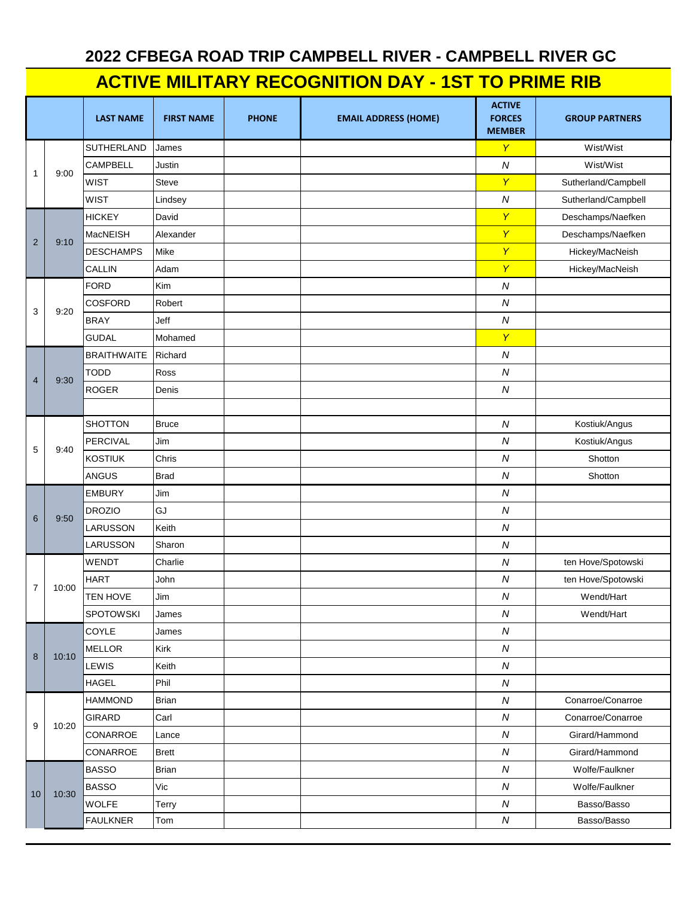# 2022 CFBEGA ROAD TRIP CAMPBELL RIVER - CAMPBELL RIVER GC

## ACTIVE MILITARY RECOGNITION DAY - 1ST TO PRIME RIB

| | | LAST NAME | FIRST NAME | PHONE | EMAIL ADDRESS (HOME) | ACTIVE FORCES MEMBER | GROUP PARTNERS |
|---|---|---|---|---|---|---|---|
| 1 | 9:00 | SUTHERLAND | James | | | Y | Wist/Wist |
| | | CAMPBELL | Justin | | | N | Wist/Wist |
| | | WIST | Steve | | | Y | Sutherland/Campbell |
| | | WIST | Lindsey | | | N | Sutherland/Campbell |
| 2 | 9:10 | HICKEY | David | | | Y | Deschamps/Naefken |
| | | MacNEISH | Alexander | | | Y | Deschamps/Naefken |
| | | DESCHAMPS | Mike | | | Y | Hickey/MacNeish |
| | | CALLIN | Adam | | | Y | Hickey/MacNeish |
| 3 | 9:20 | FORD | Kim | | | N | |
| | | COSFORD | Robert | | | N | |
| | | BRAY | Jeff | | | N | |
| | | GUDAL | Mohamed | | | Y | |
| 4 | 9:30 | BRAITHWAITE | Richard | | | N | |
| | | TODD | Ross | | | N | |
| | | ROGER | Denis | | | N | |
| | | | | | | | |
| 5 | 9:40 | SHOTTON | Bruce | | | N | Kostiuk/Angus |
| | | PERCIVAL | Jim | | | N | Kostiuk/Angus |
| | | KOSTIUK | Chris | | | N | Shotton |
| | | ANGUS | Brad | | | N | Shotton |
| 6 | 9:50 | EMBURY | Jim | | | N | |
| | | DROZIO | GJ | | | N | |
| | | LARUSSON | Keith | | | N | |
| | | LARUSSON | Sharon | | | N | |
| 7 | 10:00 | WENDT | Charlie | | | N | ten Hove/Spotowski |
| | | HART | John | | | N | ten Hove/Spotowski |
| | | TEN HOVE | Jim | | | N | Wendt/Hart |
| | | SPOTOWSKI | James | | | N | Wendt/Hart |
| 8 | 10:10 | COYLE | James | | | N | |
| | | MELLOR | Kirk | | | N | |
| | | LEWIS | Keith | | | N | |
| | | HAGEL | Phil | | | N | |
| 9 | 10:20 | HAMMOND | Brian | | | N | Conarroe/Conarroe |
| | | GIRARD | Carl | | | N | Conarroe/Conarroe |
| | | CONARROE | Lance | | | N | Girard/Hammond |
| | | CONARROE | Brett | | | N | Girard/Hammond |
| 10 | 10:30 | BASSO | Brian | | | N | Wolfe/Faulkner |
| | | BASSO | Vic | | | N | Wolfe/Faulkner |
| | | WOLFE | Terry | | | N | Basso/Basso |
| | | FAULKNER | Tom | | | N | Basso/Basso |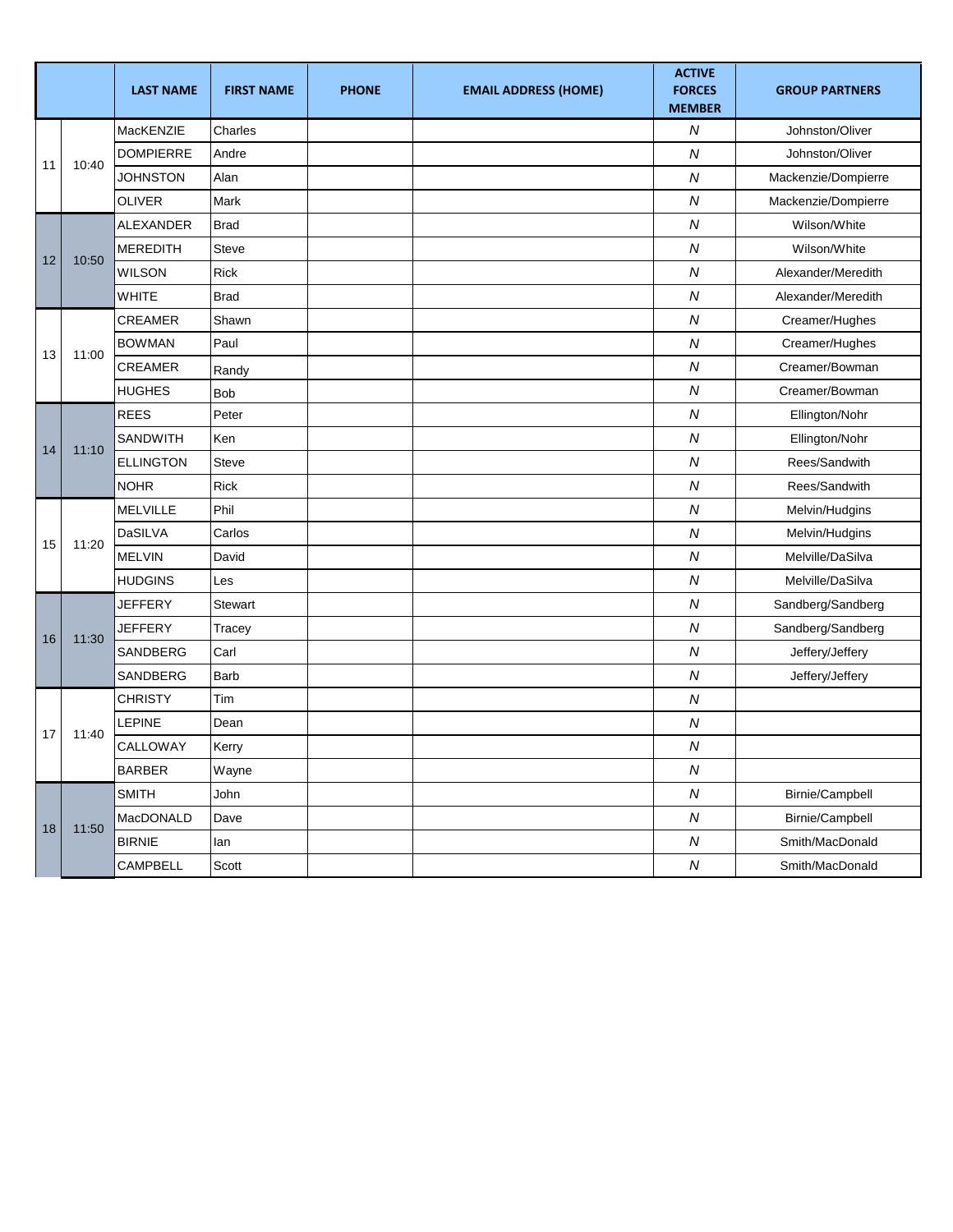| | | LAST NAME | FIRST NAME | PHONE | EMAIL ADDRESS (HOME) | ACTIVE FORCES MEMBER | GROUP PARTNERS |
|---|---|---|---|---|---|---|---|
| 11 | 10:40 | MacKENZIE | Charles | | | N | Johnston/Oliver |
| | | DOMPIERRE | Andre | | | N | Johnston/Oliver |
| | | JOHNSTON | Alan | | | N | Mackenzie/Dompierre |
| | | OLIVER | Mark | | | N | Mackenzie/Dompierre |
| 12 | 10:50 | ALEXANDER | Brad | | | N | Wilson/White |
| | | MEREDITH | Steve | | | N | Wilson/White |
| | | WILSON | Rick | | | N | Alexander/Meredith |
| | | WHITE | Brad | | | N | Alexander/Meredith |
| 13 | 11:00 | CREAMER | Shawn | | | N | Creamer/Hughes |
| | | BOWMAN | Paul | | | N | Creamer/Hughes |
| | | CREAMER | Randy | | | N | Creamer/Bowman |
| | | HUGHES | Bob | | | N | Creamer/Bowman |
| 14 | 11:10 | REES | Peter | | | N | Ellington/Nohr |
| | | SANDWITH | Ken | | | N | Ellington/Nohr |
| | | ELLINGTON | Steve | | | N | Rees/Sandwith |
| | | NOHR | Rick | | | N | Rees/Sandwith |
| 15 | 11:20 | MELVILLE | Phil | | | N | Melvin/Hudgins |
| | | DaSILVA | Carlos | | | N | Melvin/Hudgins |
| | | MELVIN | David | | | N | Melville/DaSilva |
| | | HUDGINS | Les | | | N | Melville/DaSilva |
| 16 | 11:30 | JEFFERY | Stewart | | | N | Sandberg/Sandberg |
| | | JEFFERY | Tracey | | | N | Sandberg/Sandberg |
| | | SANDBERG | Carl | | | N | Jeffery/Jeffery |
| | | SANDBERG | Barb | | | N | Jeffery/Jeffery |
| 17 | 11:40 | CHRISTY | Tim | | | N | |
| | | LEPINE | Dean | | | N | |
| | | CALLOWAY | Kerry | | | N | |
| | | BARBER | Wayne | | | N | |
| 18 | 11:50 | SMITH | John | | | N | Birnie/Campbell |
| | | MacDONALD | Dave | | | N | Birnie/Campbell |
| | | BIRNIE | Ian | | | N | Smith/MacDonald |
| | | CAMPBELL | Scott | | | N | Smith/MacDonald |